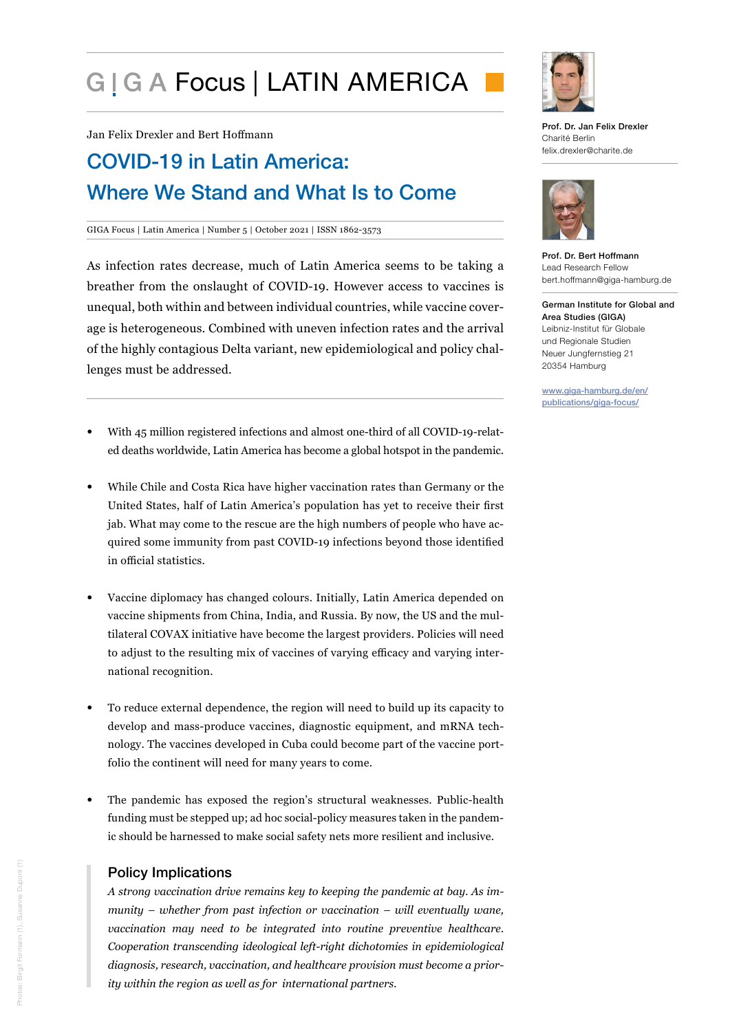# GIGA Focus | LATIN AMERICA

Jan Felix Drexler and Bert Hoffmann

## COVID-19 in Latin America: Where We Stand and What Is to Come

GIGA Focus | Latin America | Number 5 | October 2021 | ISSN 1862-3573

As infection rates decrease, much of Latin America seems to be taking a breather from the onslaught of COVID-19. However access to vaccines is unequal, both within and between individual countries, while vaccine coverage is heterogeneous. Combined with uneven infection rates and the arrival of the highly contagious Delta variant, new epidemiological and policy challenges must be addressed.

- With 45 million registered infections and almost one-third of all COVID-19-related deaths worldwide, Latin America has become a global hotspot in the pandemic.
- While Chile and Costa Rica have higher vaccination rates than Germany or the United States, half of Latin America's population has yet to receive their first jab. What may come to the rescue are the high numbers of people who have acquired some immunity from past COVID-19 infections beyond those identified in official statistics.
- Vaccine diplomacy has changed colours. Initially, Latin America depended on vaccine shipments from China, India, and Russia. By now, the US and the multilateral COVAX initiative have become the largest providers. Policies will need to adjust to the resulting mix of vaccines of varying efficacy and varying international recognition.
- To reduce external dependence, the region will need to build up its capacity to develop and mass-produce vaccines, diagnostic equipment, and mRNA technology. The vaccines developed in Cuba could become part of the vaccine portfolio the continent will need for many years to come.
- The pandemic has exposed the region's structural weaknesses. Public-health funding must be stepped up; ad hoc social-policy measures taken in the pandemic should be harnessed to make social safety nets more resilient and inclusive.

### Policy Implications

*A strong vaccination drive remains key to keeping the pandemic at bay. As immunity – whether from past infection or vaccination – will eventually wane, vaccination may need to be integrated into routine preventive healthcare. Cooperation transcending ideological left-right dichotomies in epidemiological diagnosis, research, vaccination, and healthcare provision must become a priority within the region as well as for international partners.*

**Prof. Dr. Jan Felix Drexler**
Charité Berlin
felix.drexler@charite.de

**Prof. Dr. Bert Hoffmann**
Lead Research Fellow
bert.hoffmann@giga-hamburg.de

**German Institute for Global and Area Studies (GIGA)**
Leibniz-Institut für Globale und Regionale Studien
Neuer Jungfernstieg 21
20354 Hamburg

www.giga-hamburg.de/en/publications/giga-focus/

Photos: Birgit Formann (1), Susanne Dupont (1)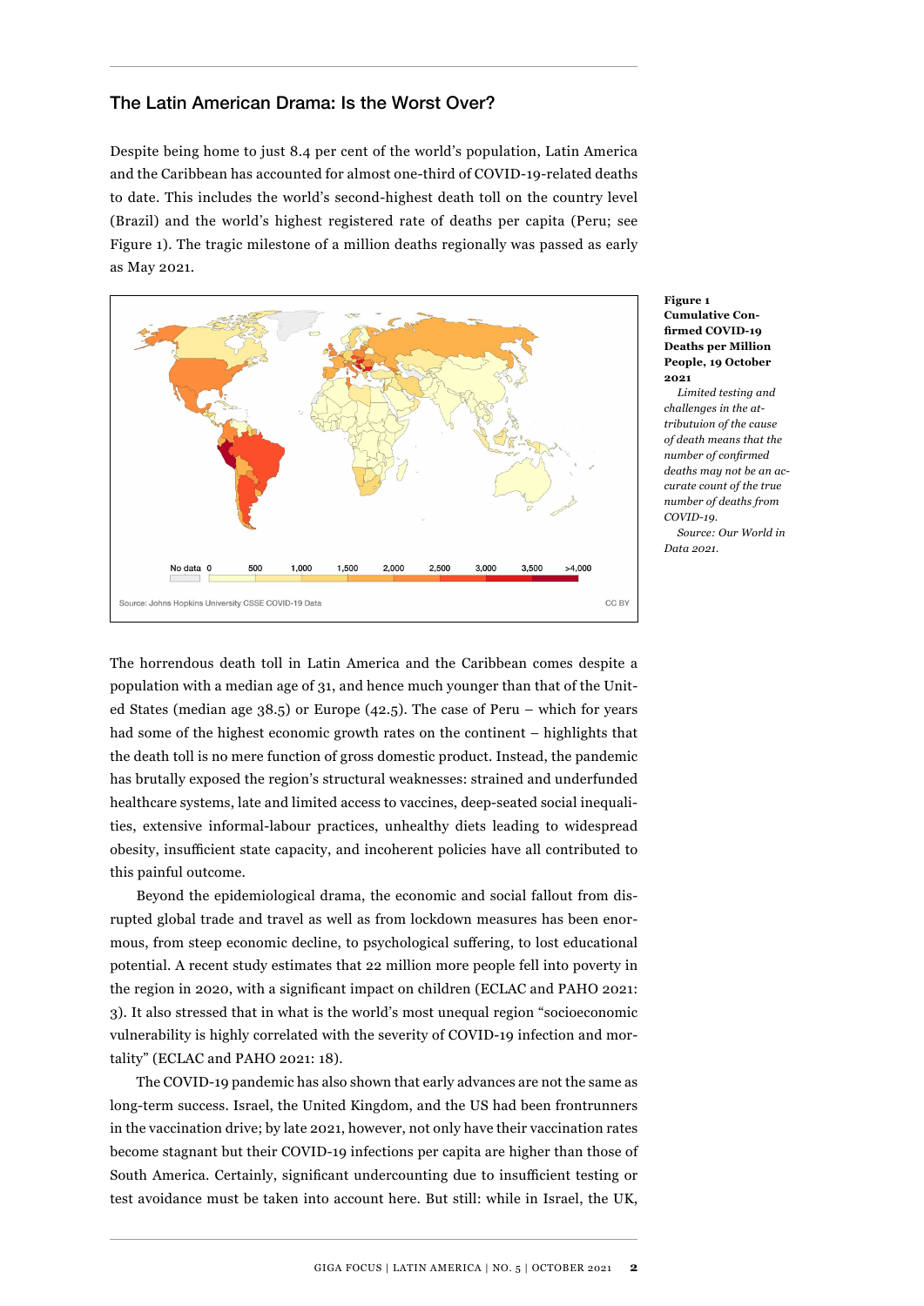## The Latin American Drama: Is the Worst Over?

Despite being home to just 8.4 per cent of the world's population, Latin America and the Caribbean has accounted for almost one-third of COVID-19-related deaths to date. This includes the world's second-highest death toll on the country level (Brazil) and the world's highest registered rate of deaths per capita (Peru; see Figure 1). The tragic milestone of a million deaths regionally was passed as early as May 2021.

**Figure 1**
**Cumulative Confirmed COVID-19 Deaths per Million People, 19 October 2021**

*Limited testing and challenges in the attributuion of the cause of death means that the number of confirmed deaths may not be an accurate count of the true number of deaths from COVID-19.*

*Source: Our World in Data 2021.*

The horrendous death toll in Latin America and the Caribbean comes despite a population with a median age of 31, and hence much younger than that of the United States (median age 38.5) or Europe (42.5). The case of Peru – which for years had some of the highest economic growth rates on the continent – highlights that the death toll is no mere function of gross domestic product. Instead, the pandemic has brutally exposed the region's structural weaknesses: strained and underfunded healthcare systems, late and limited access to vaccines, deep-seated social inequalities, extensive informal-labour practices, unhealthy diets leading to widespread obesity, insufficient state capacity, and incoherent policies have all contributed to this painful outcome.

Beyond the epidemiological drama, the economic and social fallout from disrupted global trade and travel as well as from lockdown measures has been enormous, from steep economic decline, to psychological suffering, to lost educational potential. A recent study estimates that 22 million more people fell into poverty in the region in 2020, with a significant impact on children (ECLAC and PAHO 2021: 3). It also stressed that in what is the world's most unequal region "socioeconomic vulnerability is highly correlated with the severity of COVID-19 infection and mortality" (ECLAC and PAHO 2021: 18).

The COVID-19 pandemic has also shown that early advances are not the same as long-term success. Israel, the United Kingdom, and the US had been frontrunners in the vaccination drive; by late 2021, however, not only have their vaccination rates become stagnant but their COVID-19 infections per capita are higher than those of South America. Certainly, significant undercounting due to insufficient testing or test avoidance must be taken into account here. But still: while in Israel, the UK,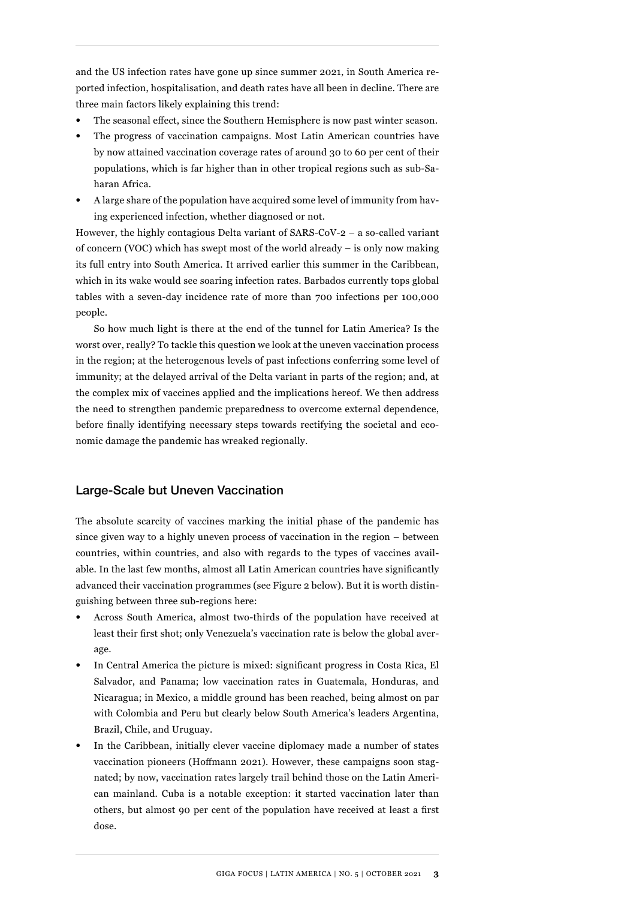and the US infection rates have gone up since summer 2021, in South America reported infection, hospitalisation, and death rates have all been in decline. There are three main factors likely explaining this trend:

- The seasonal effect, since the Southern Hemisphere is now past winter season.
- The progress of vaccination campaigns. Most Latin American countries have by now attained vaccination coverage rates of around 30 to 60 per cent of their populations, which is far higher than in other tropical regions such as sub-Saharan Africa.
- A large share of the population have acquired some level of immunity from having experienced infection, whether diagnosed or not.

However, the highly contagious Delta variant of SARS-CoV-2 – a so-called variant of concern (VOC) which has swept most of the world already – is only now making its full entry into South America. It arrived earlier this summer in the Caribbean, which in its wake would see soaring infection rates. Barbados currently tops global tables with a seven-day incidence rate of more than 700 infections per 100,000 people.

So how much light is there at the end of the tunnel for Latin America? Is the worst over, really? To tackle this question we look at the uneven vaccination process in the region; at the heterogenous levels of past infections conferring some level of immunity; at the delayed arrival of the Delta variant in parts of the region; and, at the complex mix of vaccines applied and the implications hereof. We then address the need to strengthen pandemic preparedness to overcome external dependence, before finally identifying necessary steps towards rectifying the societal and economic damage the pandemic has wreaked regionally.

## Large-Scale but Uneven Vaccination

The absolute scarcity of vaccines marking the initial phase of the pandemic has since given way to a highly uneven process of vaccination in the region – between countries, within countries, and also with regards to the types of vaccines available. In the last few months, almost all Latin American countries have significantly advanced their vaccination programmes (see Figure 2 below). But it is worth distinguishing between three sub-regions here:

- Across South America, almost two-thirds of the population have received at least their first shot; only Venezuela's vaccination rate is below the global average.
- In Central America the picture is mixed: significant progress in Costa Rica, El Salvador, and Panama; low vaccination rates in Guatemala, Honduras, and Nicaragua; in Mexico, a middle ground has been reached, being almost on par with Colombia and Peru but clearly below South America's leaders Argentina, Brazil, Chile, and Uruguay.
- In the Caribbean, initially clever vaccine diplomacy made a number of states vaccination pioneers (Hoffmann 2021). However, these campaigns soon stagnated; by now, vaccination rates largely trail behind those on the Latin American mainland. Cuba is a notable exception: it started vaccination later than others, but almost 90 per cent of the population have received at least a first dose.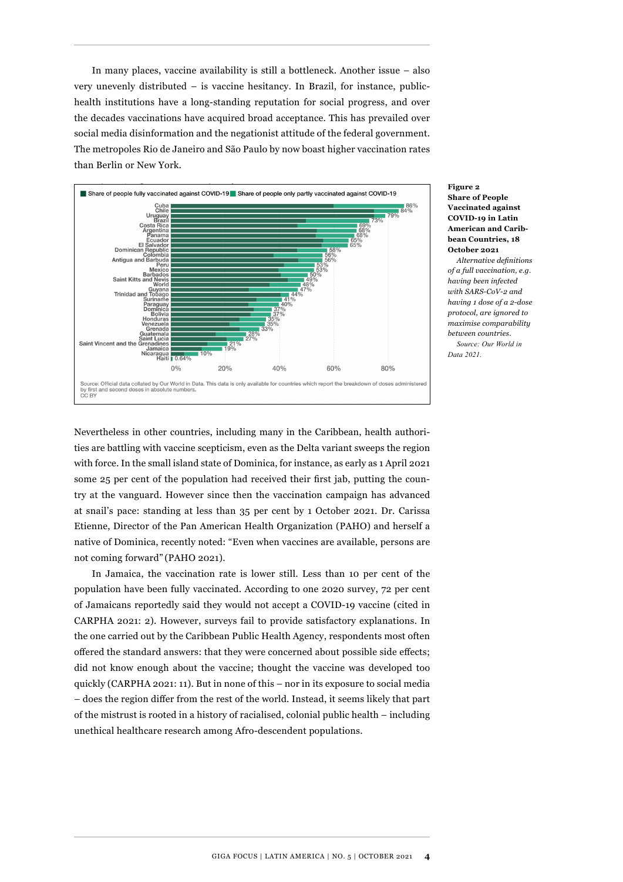In many places, vaccine availability is still a bottleneck. Another issue – also very unevenly distributed – is vaccine hesitancy. In Brazil, for instance, public-health institutions have a long-standing reputation for social progress, and over the decades vaccinations have acquired broad acceptance. This has prevailed over social media disinformation and the negationist attitude of the federal government. The metropoles Rio de Janeiro and São Paulo by now boast higher vaccination rates than Berlin or New York.

| Country | Total share vaccinated (fully + partly) |
|---|---|
| Cuba | 86% |
| Chile | 84% |
| Uruguay | 79% |
| Brazil | 73% |
| Costa Rica | 69% |
| Argentina | 68% |
| Panama | 68% |
| Ecuador | 65% |
| El Salvador | 65% |
| Dominican Republic | 58% |
| Colombia | 56% |
| Antigua and Barbuda | 56% |
| Peru | 53% |
| Mexico | 53% |
| Barbados | 50% |
| Saint Kitts and Nevis | 49% |
| World | 48% |
| Guyana | 47% |
| Trinidad and Tobago | 44% |
| Suriname | 41% |
| Paraguay | 40% |
| Dominica | 37% |
| Bolivia | 37% |
| Honduras | 35% |
| Venezuela | 35% |
| Grenada | 33% |
| Guatemala | 28% |
| Saint Lucia | 27% |
| Saint Vincent and the Grenadines | 21% |
| Jamaica | 19% |
| Nicaragua | 10% |
| Haiti | 0.64% |

Legend: Share of people fully vaccinated against COVID-19; Share of people only partly vaccinated against COVID-19

Source: Official data collated by Our World in Data. This data is only available for countries which report the breakdown of doses administered by first and second doses in absolute numbers.
CC BY

**Figure 2**
**Share of People Vaccinated against COVID-19 in Latin American and Caribbean Countries, 18 October 2021**

*Alternative definitions of a full vaccination, e.g. having been infected with SARS-CoV-2 and having 1 dose of a 2-dose protocol, are ignored to maximise comparability between countries.*

*Source: Our World in Data 2021.*

Nevertheless in other countries, including many in the Caribbean, health authorities are battling with vaccine scepticism, even as the Delta variant sweeps the region with force. In the small island state of Dominica, for instance, as early as 1 April 2021 some 25 per cent of the population had received their first jab, putting the country at the vanguard. However since then the vaccination campaign has advanced at snail's pace: standing at less than 35 per cent by 1 October 2021. Dr. Carissa Etienne, Director of the Pan American Health Organization (PAHO) and herself a native of Dominica, recently noted: "Even when vaccines are available, persons are not coming forward" (PAHO 2021).

In Jamaica, the vaccination rate is lower still. Less than 10 per cent of the population have been fully vaccinated. According to one 2020 survey, 72 per cent of Jamaicans reportedly said they would not accept a COVID-19 vaccine (cited in CARPHA 2021: 2). However, surveys fail to provide satisfactory explanations. In the one carried out by the Caribbean Public Health Agency, respondents most often offered the standard answers: that they were concerned about possible side effects; did not know enough about the vaccine; thought the vaccine was developed too quickly (CARPHA 2021: 11). But in none of this – nor in its exposure to social media – does the region differ from the rest of the world. Instead, it seems likely that part of the mistrust is rooted in a history of racialised, colonial public health – including unethical healthcare research among Afro-descendent populations.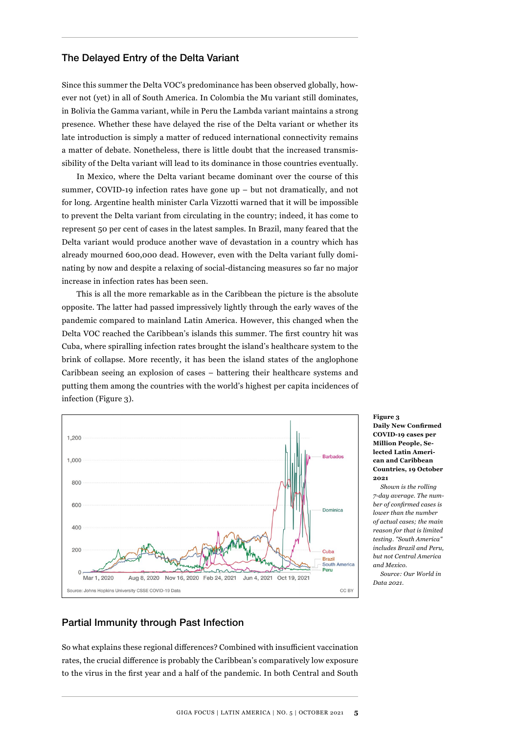## The Delayed Entry of the Delta Variant

Since this summer the Delta VOC's predominance has been observed globally, however not (yet) in all of South America. In Colombia the Mu variant still dominates, in Bolivia the Gamma variant, while in Peru the Lambda variant maintains a strong presence. Whether these have delayed the rise of the Delta variant or whether its late introduction is simply a matter of reduced international connectivity remains a matter of debate. Nonetheless, there is little doubt that the increased transmissibility of the Delta variant will lead to its dominance in those countries eventually.

In Mexico, where the Delta variant became dominant over the course of this summer, COVID-19 infection rates have gone up – but not dramatically, and not for long. Argentine health minister Carla Vizzotti warned that it will be impossible to prevent the Delta variant from circulating in the country; indeed, it has come to represent 50 per cent of cases in the latest samples. In Brazil, many feared that the Delta variant would produce another wave of devastation in a country which has already mourned 600,000 dead. However, even with the Delta variant fully dominating by now and despite a relaxing of social-distancing measures so far no major increase in infection rates has been seen.

This is all the more remarkable as in the Caribbean the picture is the absolute opposite. The latter had passed impressively lightly through the early waves of the pandemic compared to mainland Latin America. However, this changed when the Delta VOC reached the Caribbean's islands this summer. The first country hit was Cuba, where spiralling infection rates brought the island's healthcare system to the brink of collapse. More recently, it has been the island states of the anglophone Caribbean seeing an explosion of cases – battering their healthcare systems and putting them among the countries with the world's highest per capita incidences of infection (Figure 3).

**Figure 3**
**Daily New Confirmed COVID-19 cases per Million People, Selected Latin American and Caribbean Countries, 19 October 2021**

*Shown is the rolling 7-day average. The number of confirmed cases is lower than the number of actual cases; the main reason for that is limited testing. "South America" includes Brazil and Peru, but not Central America and Mexico.*

*Source: Our World in Data 2021.*

## Partial Immunity through Past Infection

So what explains these regional differences? Combined with insufficient vaccination rates, the crucial difference is probably the Caribbean's comparatively low exposure to the virus in the first year and a half of the pandemic. In both Central and South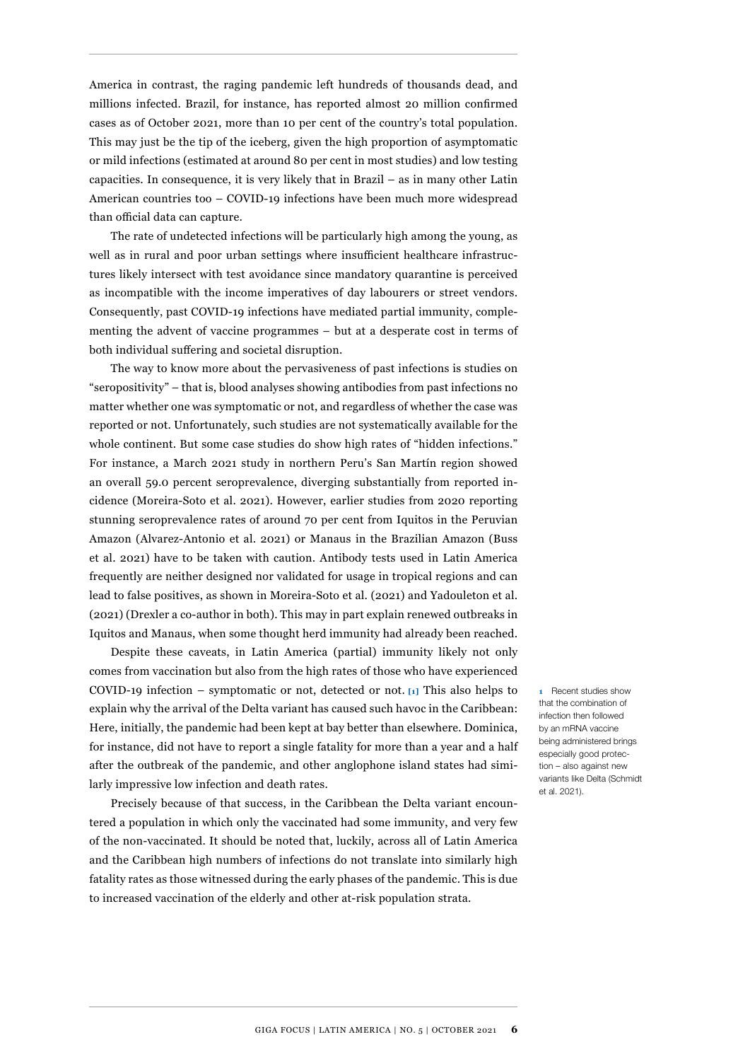America in contrast, the raging pandemic left hundreds of thousands dead, and millions infected. Brazil, for instance, has reported almost 20 million confirmed cases as of October 2021, more than 10 per cent of the country's total population. This may just be the tip of the iceberg, given the high proportion of asymptomatic or mild infections (estimated at around 80 per cent in most studies) and low testing capacities. In consequence, it is very likely that in Brazil – as in many other Latin American countries too – COVID-19 infections have been much more widespread than official data can capture.

The rate of undetected infections will be particularly high among the young, as well as in rural and poor urban settings where insufficient healthcare infrastructures likely intersect with test avoidance since mandatory quarantine is perceived as incompatible with the income imperatives of day labourers or street vendors. Consequently, past COVID-19 infections have mediated partial immunity, complementing the advent of vaccine programmes – but at a desperate cost in terms of both individual suffering and societal disruption.

The way to know more about the pervasiveness of past infections is studies on "seropositivity" – that is, blood analyses showing antibodies from past infections no matter whether one was symptomatic or not, and regardless of whether the case was reported or not. Unfortunately, such studies are not systematically available for the whole continent. But some case studies do show high rates of "hidden infections." For instance, a March 2021 study in northern Peru's San Martín region showed an overall 59.0 percent seroprevalence, diverging substantially from reported incidence (Moreira-Soto et al. 2021). However, earlier studies from 2020 reporting stunning seroprevalence rates of around 70 per cent from Iquitos in the Peruvian Amazon (Alvarez-Antonio et al. 2021) or Manaus in the Brazilian Amazon (Buss et al. 2021) have to be taken with caution. Antibody tests used in Latin America frequently are neither designed nor validated for usage in tropical regions and can lead to false positives, as shown in Moreira-Soto et al. (2021) and Yadouleton et al. (2021) (Drexler a co-author in both). This may in part explain renewed outbreaks in Iquitos and Manaus, when some thought herd immunity had already been reached.

Despite these caveats, in Latin America (partial) immunity likely not only comes from vaccination but also from the high rates of those who have experienced COVID-19 infection – symptomatic or not, detected or not. [1] This also helps to explain why the arrival of the Delta variant has caused such havoc in the Caribbean: Here, initially, the pandemic had been kept at bay better than elsewhere. Dominica, for instance, did not have to report a single fatality for more than a year and a half after the outbreak of the pandemic, and other anglophone island states had similarly impressive low infection and death rates.

Precisely because of that success, in the Caribbean the Delta variant encountered a population in which only the vaccinated had some immunity, and very few of the non-vaccinated. It should be noted that, luckily, across all of Latin America and the Caribbean high numbers of infections do not translate into similarly high fatality rates as those witnessed during the early phases of the pandemic. This is due to increased vaccination of the elderly and other at-risk population strata.

1 Recent studies show that the combination of infection then followed by an mRNA vaccine being administered brings especially good protection – also against new variants like Delta (Schmidt et al. 2021).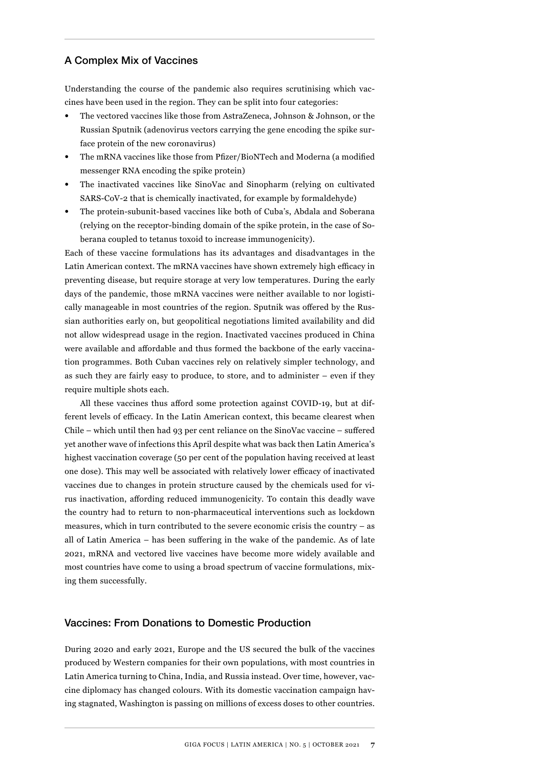## A Complex Mix of Vaccines

Understanding the course of the pandemic also requires scrutinising which vaccines have been used in the region. They can be split into four categories:

- The vectored vaccines like those from AstraZeneca, Johnson & Johnson, or the Russian Sputnik (adenovirus vectors carrying the gene encoding the spike surface protein of the new coronavirus)
- The mRNA vaccines like those from Pfizer/BioNTech and Moderna (a modified messenger RNA encoding the spike protein)
- The inactivated vaccines like SinoVac and Sinopharm (relying on cultivated SARS-CoV-2 that is chemically inactivated, for example by formaldehyde)
- The protein-subunit-based vaccines like both of Cuba's, Abdala and Soberana (relying on the receptor-binding domain of the spike protein, in the case of Soberana coupled to tetanus toxoid to increase immunogenicity).

Each of these vaccine formulations has its advantages and disadvantages in the Latin American context. The mRNA vaccines have shown extremely high efficacy in preventing disease, but require storage at very low temperatures. During the early days of the pandemic, those mRNA vaccines were neither available to nor logistically manageable in most countries of the region. Sputnik was offered by the Russian authorities early on, but geopolitical negotiations limited availability and did not allow widespread usage in the region. Inactivated vaccines produced in China were available and affordable and thus formed the backbone of the early vaccination programmes. Both Cuban vaccines rely on relatively simpler technology, and as such they are fairly easy to produce, to store, and to administer – even if they require multiple shots each.

All these vaccines thus afford some protection against COVID-19, but at different levels of efficacy. In the Latin American context, this became clearest when Chile – which until then had 93 per cent reliance on the SinoVac vaccine – suffered yet another wave of infections this April despite what was back then Latin America's highest vaccination coverage (50 per cent of the population having received at least one dose). This may well be associated with relatively lower efficacy of inactivated vaccines due to changes in protein structure caused by the chemicals used for virus inactivation, affording reduced immunogenicity. To contain this deadly wave the country had to return to non-pharmaceutical interventions such as lockdown measures, which in turn contributed to the severe economic crisis the country – as all of Latin America – has been suffering in the wake of the pandemic. As of late 2021, mRNA and vectored live vaccines have become more widely available and most countries have come to using a broad spectrum of vaccine formulations, mixing them successfully.

## Vaccines: From Donations to Domestic Production

During 2020 and early 2021, Europe and the US secured the bulk of the vaccines produced by Western companies for their own populations, with most countries in Latin America turning to China, India, and Russia instead. Over time, however, vaccine diplomacy has changed colours. With its domestic vaccination campaign having stagnated, Washington is passing on millions of excess doses to other countries.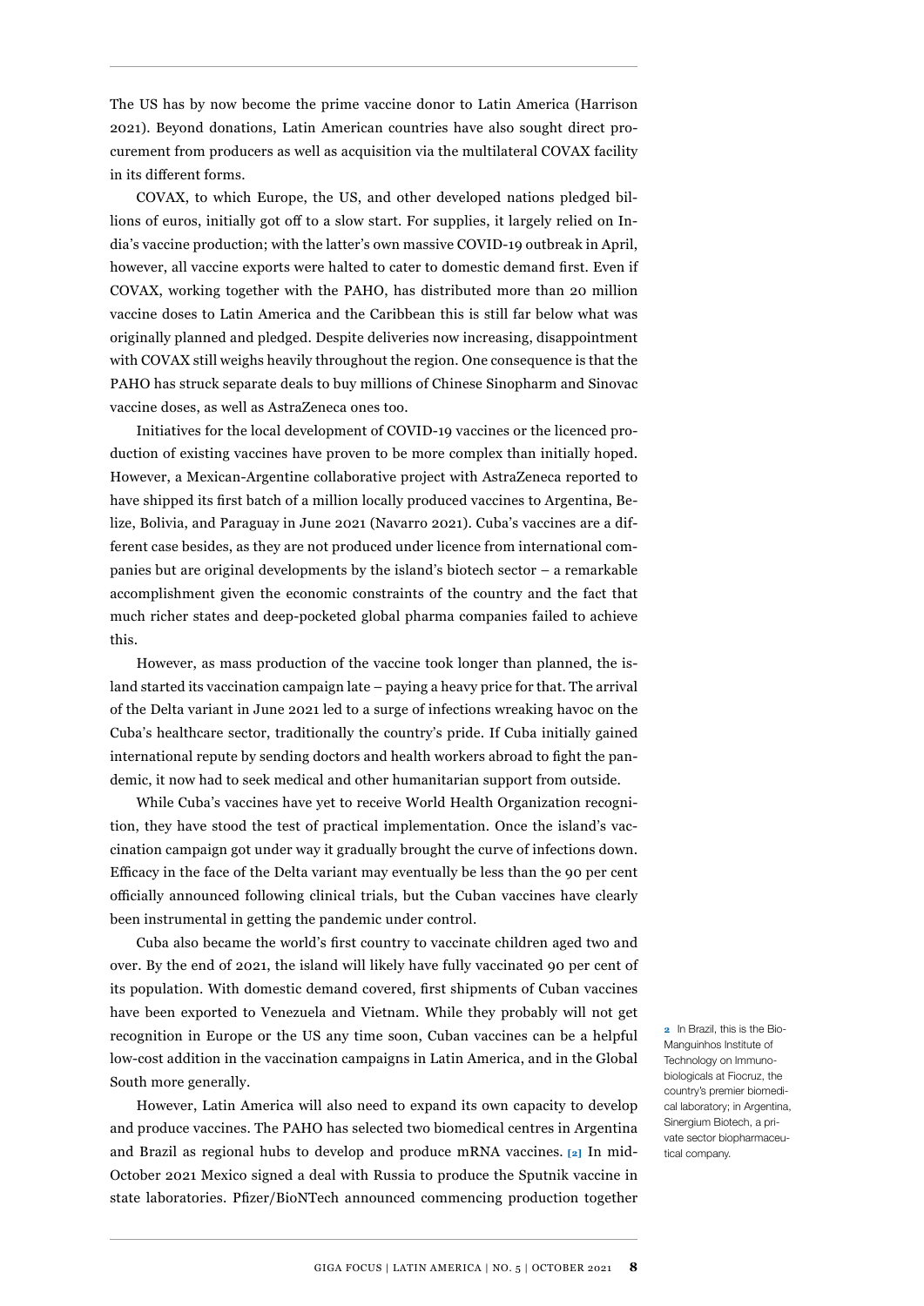The US has by now become the prime vaccine donor to Latin America (Harrison 2021). Beyond donations, Latin American countries have also sought direct procurement from producers as well as acquisition via the multilateral COVAX facility in its different forms.

COVAX, to which Europe, the US, and other developed nations pledged billions of euros, initially got off to a slow start. For supplies, it largely relied on India's vaccine production; with the latter's own massive COVID-19 outbreak in April, however, all vaccine exports were halted to cater to domestic demand first. Even if COVAX, working together with the PAHO, has distributed more than 20 million vaccine doses to Latin America and the Caribbean this is still far below what was originally planned and pledged. Despite deliveries now increasing, disappointment with COVAX still weighs heavily throughout the region. One consequence is that the PAHO has struck separate deals to buy millions of Chinese Sinopharm and Sinovac vaccine doses, as well as AstraZeneca ones too.

Initiatives for the local development of COVID-19 vaccines or the licenced production of existing vaccines have proven to be more complex than initially hoped. However, a Mexican-Argentine collaborative project with AstraZeneca reported to have shipped its first batch of a million locally produced vaccines to Argentina, Belize, Bolivia, and Paraguay in June 2021 (Navarro 2021). Cuba's vaccines are a different case besides, as they are not produced under licence from international companies but are original developments by the island's biotech sector – a remarkable accomplishment given the economic constraints of the country and the fact that much richer states and deep-pocketed global pharma companies failed to achieve this.

However, as mass production of the vaccine took longer than planned, the island started its vaccination campaign late – paying a heavy price for that. The arrival of the Delta variant in June 2021 led to a surge of infections wreaking havoc on the Cuba's healthcare sector, traditionally the country's pride. If Cuba initially gained international repute by sending doctors and health workers abroad to fight the pandemic, it now had to seek medical and other humanitarian support from outside.

While Cuba's vaccines have yet to receive World Health Organization recognition, they have stood the test of practical implementation. Once the island's vaccination campaign got under way it gradually brought the curve of infections down. Efficacy in the face of the Delta variant may eventually be less than the 90 per cent officially announced following clinical trials, but the Cuban vaccines have clearly been instrumental in getting the pandemic under control.

Cuba also became the world's first country to vaccinate children aged two and over. By the end of 2021, the island will likely have fully vaccinated 90 per cent of its population. With domestic demand covered, first shipments of Cuban vaccines have been exported to Venezuela and Vietnam. While they probably will not get recognition in Europe or the US any time soon, Cuban vaccines can be a helpful low-cost addition in the vaccination campaigns in Latin America, and in the Global South more generally.

However, Latin America will also need to expand its own capacity to develop and produce vaccines. The PAHO has selected two biomedical centres in Argentina and Brazil as regional hubs to develop and produce mRNA vaccines. [2] In mid-October 2021 Mexico signed a deal with Russia to produce the Sputnik vaccine in state laboratories. Pfizer/BioNTech announced commencing production together

[2] In Brazil, this is the Bio-Manguinhos Institute of Technology on Immunobiologicals at Fiocruz, the country's premier biomedical laboratory; in Argentina, Sinergium Biotech, a private sector biopharmaceutical company.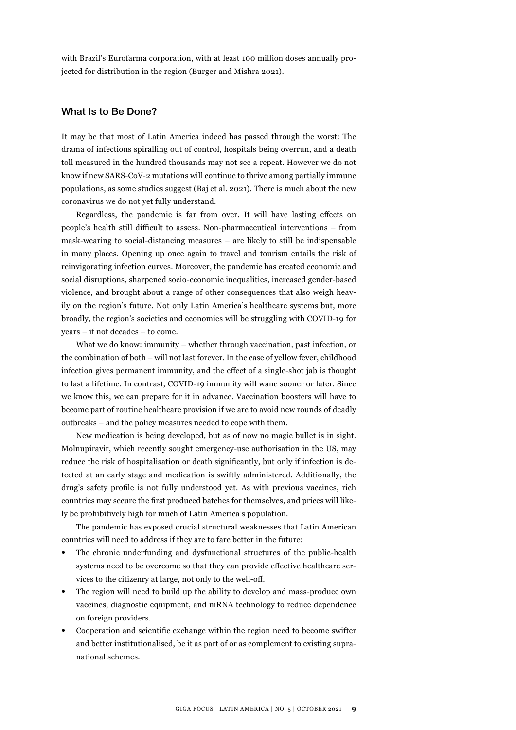with Brazil's Eurofarma corporation, with at least 100 million doses annually projected for distribution in the region (Burger and Mishra 2021).

## What Is to Be Done?

It may be that most of Latin America indeed has passed through the worst: The drama of infections spiralling out of control, hospitals being overrun, and a death toll measured in the hundred thousands may not see a repeat. However we do not know if new SARS-CoV-2 mutations will continue to thrive among partially immune populations, as some studies suggest (Baj et al. 2021). There is much about the new coronavirus we do not yet fully understand.

Regardless, the pandemic is far from over. It will have lasting effects on people's health still difficult to assess. Non-pharmaceutical interventions – from mask-wearing to social-distancing measures – are likely to still be indispensable in many places. Opening up once again to travel and tourism entails the risk of reinvigorating infection curves. Moreover, the pandemic has created economic and social disruptions, sharpened socio-economic inequalities, increased gender-based violence, and brought about a range of other consequences that also weigh heavily on the region's future. Not only Latin America's healthcare systems but, more broadly, the region's societies and economies will be struggling with COVID-19 for years – if not decades – to come.

What we do know: immunity – whether through vaccination, past infection, or the combination of both – will not last forever. In the case of yellow fever, childhood infection gives permanent immunity, and the effect of a single-shot jab is thought to last a lifetime. In contrast, COVID-19 immunity will wane sooner or later. Since we know this, we can prepare for it in advance. Vaccination boosters will have to become part of routine healthcare provision if we are to avoid new rounds of deadly outbreaks – and the policy measures needed to cope with them.

New medication is being developed, but as of now no magic bullet is in sight. Molnupiravir, which recently sought emergency-use authorisation in the US, may reduce the risk of hospitalisation or death significantly, but only if infection is detected at an early stage and medication is swiftly administered. Additionally, the drug's safety profile is not fully understood yet. As with previous vaccines, rich countries may secure the first produced batches for themselves, and prices will likely be prohibitively high for much of Latin America's population.

The pandemic has exposed crucial structural weaknesses that Latin American countries will need to address if they are to fare better in the future:

- The chronic underfunding and dysfunctional structures of the public-health systems need to be overcome so that they can provide effective healthcare services to the citizenry at large, not only to the well-off.
- The region will need to build up the ability to develop and mass-produce own vaccines, diagnostic equipment, and mRNA technology to reduce dependence on foreign providers.
- Cooperation and scientific exchange within the region need to become swifter and better institutionalised, be it as part of or as complement to existing supranational schemes.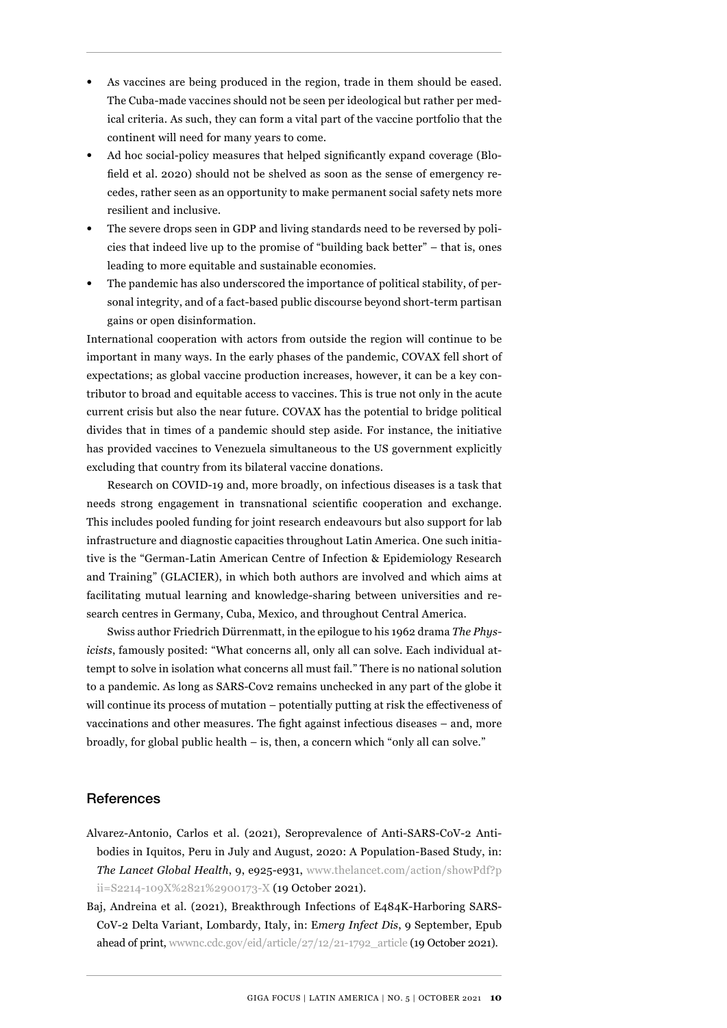- As vaccines are being produced in the region, trade in them should be eased. The Cuba-made vaccines should not be seen per ideological but rather per medical criteria. As such, they can form a vital part of the vaccine portfolio that the continent will need for many years to come.
- Ad hoc social-policy measures that helped significantly expand coverage (Blofield et al. 2020) should not be shelved as soon as the sense of emergency recedes, rather seen as an opportunity to make permanent social safety nets more resilient and inclusive.
- The severe drops seen in GDP and living standards need to be reversed by policies that indeed live up to the promise of "building back better" – that is, ones leading to more equitable and sustainable economies.
- The pandemic has also underscored the importance of political stability, of personal integrity, and of a fact-based public discourse beyond short-term partisan gains or open disinformation.

International cooperation with actors from outside the region will continue to be important in many ways. In the early phases of the pandemic, COVAX fell short of expectations; as global vaccine production increases, however, it can be a key contributor to broad and equitable access to vaccines. This is true not only in the acute current crisis but also the near future. COVAX has the potential to bridge political divides that in times of a pandemic should step aside. For instance, the initiative has provided vaccines to Venezuela simultaneous to the US government explicitly excluding that country from its bilateral vaccine donations.

Research on COVID-19 and, more broadly, on infectious diseases is a task that needs strong engagement in transnational scientific cooperation and exchange. This includes pooled funding for joint research endeavours but also support for lab infrastructure and diagnostic capacities throughout Latin America. One such initiative is the "German-Latin American Centre of Infection & Epidemiology Research and Training" (GLACIER), in which both authors are involved and which aims at facilitating mutual learning and knowledge-sharing between universities and research centres in Germany, Cuba, Mexico, and throughout Central America.

Swiss author Friedrich Dürrenmatt, in the epilogue to his 1962 drama *The Physicists*, famously posited: "What concerns all, only all can solve. Each individual attempt to solve in isolation what concerns all must fail." There is no national solution to a pandemic. As long as SARS-Cov2 remains unchecked in any part of the globe it will continue its process of mutation – potentially putting at risk the effectiveness of vaccinations and other measures. The fight against infectious diseases – and, more broadly, for global public health – is, then, a concern which "only all can solve."

## References

Alvarez-Antonio, Carlos et al. (2021), Seroprevalence of Anti-SARS-CoV-2 Antibodies in Iquitos, Peru in July and August, 2020: A Population-Based Study, in: ***The Lancet Global Health***, 9, e925-e931, www.thelancet.com/action/showPdf?pii=S2214-109X%2821%2900173-X (19 October 2021).

Baj, Andreina et al. (2021), Breakthrough Infections of E484K-Harboring SARS-CoV-2 Delta Variant, Lombardy, Italy, in: *Emerg Infect Dis*, 9 September, Epub ahead of print, wwwnc.cdc.gov/eid/article/27/12/21-1792_article (19 October 2021).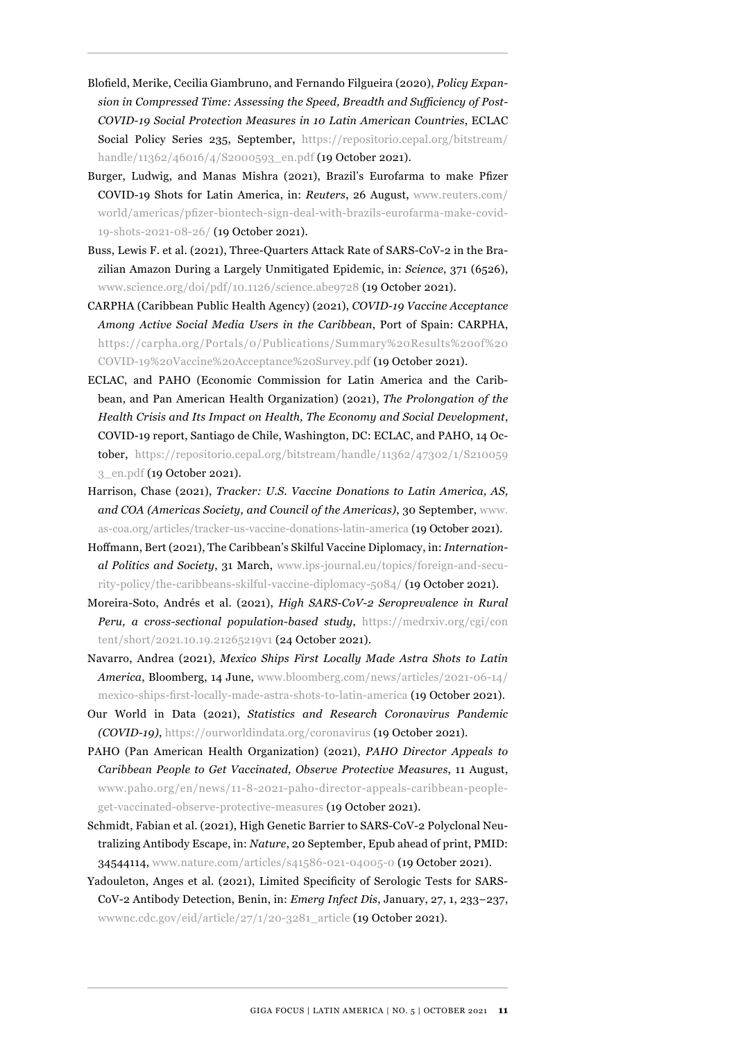Blofield, Merike, Cecilia Giambruno, and Fernando Filgueira (2020), *Policy Expansion in Compressed Time: Assessing the Speed, Breadth and Sufficiency of Post-COVID-19 Social Protection Measures in 10 Latin American Countries*, ECLAC Social Policy Series 235, September, https://repositorio.cepal.org/bitstream/handle/11362/46016/4/S2000593_en.pdf (19 October 2021).

Burger, Ludwig, and Manas Mishra (2021), Brazil's Eurofarma to make Pfizer COVID-19 Shots for Latin America, in: *Reuters*, 26 August, www.reuters.com/world/americas/pfizer-biontech-sign-deal-with-brazils-eurofarma-make-covid-19-shots-2021-08-26/ (19 October 2021).

Buss, Lewis F. et al. (2021), Three-Quarters Attack Rate of SARS-CoV-2 in the Brazilian Amazon During a Largely Unmitigated Epidemic, in: *Science*, 371 (6526), www.science.org/doi/pdf/10.1126/science.abe9728 (19 October 2021).

CARPHA (Caribbean Public Health Agency) (2021), *COVID-19 Vaccine Acceptance Among Active Social Media Users in the Caribbean*, Port of Spain: CARPHA, https://carpha.org/Portals/0/Publications/Summary%20Results%20of%20COVID-19%20Vaccine%20Acceptance%20Survey.pdf (19 October 2021).

ECLAC, and PAHO (Economic Commission for Latin America and the Caribbean, and Pan American Health Organization) (2021), *The Prolongation of the Health Crisis and Its Impact on Health, The Economy and Social Development*, COVID-19 report, Santiago de Chile, Washington, DC: ECLAC, and PAHO, 14 October, https://repositorio.cepal.org/bitstream/handle/11362/47302/1/S2100593_en.pdf (19 October 2021).

Harrison, Chase (2021), *Tracker: U.S. Vaccine Donations to Latin America, AS, and COA (Americas Society, and Council of the Americas)*, 30 September, www.as-coa.org/articles/tracker-us-vaccine-donations-latin-america (19 October 2021).

Hoffmann, Bert (2021), The Caribbean's Skilful Vaccine Diplomacy, in: *International Politics and Society*, 31 March, www.ips-journal.eu/topics/foreign-and-security-policy/the-caribbeans-skilful-vaccine-diplomacy-5084/ (19 October 2021).

Moreira-Soto, Andrés et al. (2021), *High SARS-CoV-2 Seroprevalence in Rural Peru, a cross-sectional population-based study*, https://medrxiv.org/cgi/content/short/2021.10.19.21265219v1 (24 October 2021).

Navarro, Andrea (2021), *Mexico Ships First Locally Made Astra Shots to Latin America*, Bloomberg, 14 June, www.bloomberg.com/news/articles/2021-06-14/mexico-ships-first-locally-made-astra-shots-to-latin-america (19 October 2021).

Our World in Data (2021), *Statistics and Research Coronavirus Pandemic (COVID-19)*, https://ourworldindata.org/coronavirus (19 October 2021).

PAHO (Pan American Health Organization) (2021), *PAHO Director Appeals to Caribbean People to Get Vaccinated, Observe Protective Measures*, 11 August, www.paho.org/en/news/11-8-2021-paho-director-appeals-caribbean-people-get-vaccinated-observe-protective-measures (19 October 2021).

Schmidt, Fabian et al. (2021), High Genetic Barrier to SARS-CoV-2 Polyclonal Neutralizing Antibody Escape, in: *Nature*, 20 September, Epub ahead of print, PMID: 34544114, www.nature.com/articles/s41586-021-04005-0 (19 October 2021).

Yadouleton, Anges et al. (2021), Limited Specificity of Serologic Tests for SARS-CoV-2 Antibody Detection, Benin, in: *Emerg Infect Dis*, January, 27, 1, 233–237, wwwnc.cdc.gov/eid/article/27/1/20-3281_article (19 October 2021).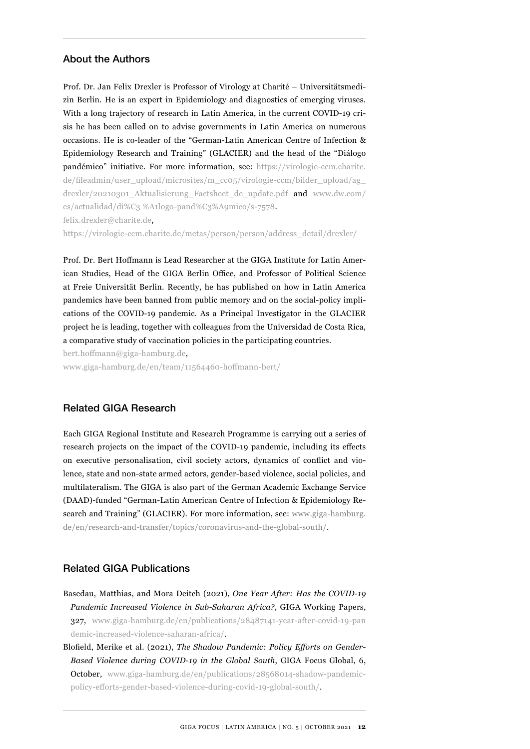## About the Authors

Prof. Dr. Jan Felix Drexler is Professor of Virology at Charité – Universitätsmedizin Berlin. He is an expert in Epidemiology and diagnostics of emerging viruses. With a long trajectory of research in Latin America, in the current COVID-19 crisis he has been called on to advise governments in Latin America on numerous occasions. He is co-leader of the "German-Latin American Centre of Infection & Epidemiology Research and Training" (GLACIER) and the head of the "Diálogo pandémico" initiative. For more information, see: https://virologie-ccm.charite.de/fileadmin/user_upload/microsites/m_cc05/virologie-ccm/bilder_upload/ag_drexler/20210301_Aktualisierung_Factsheet_de_update.pdf and www.dw.com/es/actualidad/di%C3 %A1logo-pand%C3%A9mico/s-7578.
felix.drexler@charite.de,
https://virologie-ccm.charite.de/metas/person/person/address_detail/drexler/

Prof. Dr. Bert Hoffmann is Lead Researcher at the GIGA Institute for Latin American Studies, Head of the GIGA Berlin Office, and Professor of Political Science at Freie Universität Berlin. Recently, he has published on how in Latin America pandemics have been banned from public memory and on the social-policy implications of the COVID-19 pandemic. As a Principal Investigator in the GLACIER project he is leading, together with colleagues from the Universidad de Costa Rica, a comparative study of vaccination policies in the participating countries.
bert.hoffmann@giga-hamburg.de,
www.giga-hamburg.de/en/team/11564460-hoffmann-bert/

## Related GIGA Research

Each GIGA Regional Institute and Research Programme is carrying out a series of research projects on the impact of the COVID-19 pandemic, including its effects on executive personalisation, civil society actors, dynamics of conflict and violence, state and non-state armed actors, gender-based violence, social policies, and multilateralism. The GIGA is also part of the German Academic Exchange Service (DAAD)-funded "German-Latin American Centre of Infection & Epidemiology Research and Training" (GLACIER). For more information, see: www.giga-hamburg.de/en/research-and-transfer/topics/coronavirus-and-the-global-south/.

## Related GIGA Publications

Basedau, Matthias, and Mora Deitch (2021), *One Year After: Has the COVID-19 Pandemic Increased Violence in Sub-Saharan Africa?*, GIGA Working Papers, 327, www.giga-hamburg.de/en/publications/28487141-year-after-covid-19-pandemic-increased-violence-saharan-africa/.

Blofield, Merike et al. (2021), *The Shadow Pandemic: Policy Efforts on Gender-Based Violence during COVID-19 in the Global South*, GIGA Focus Global, 6, October, www.giga-hamburg.de/en/publications/28568014-shadow-pandemic-policy-efforts-gender-based-violence-during-covid-19-global-south/.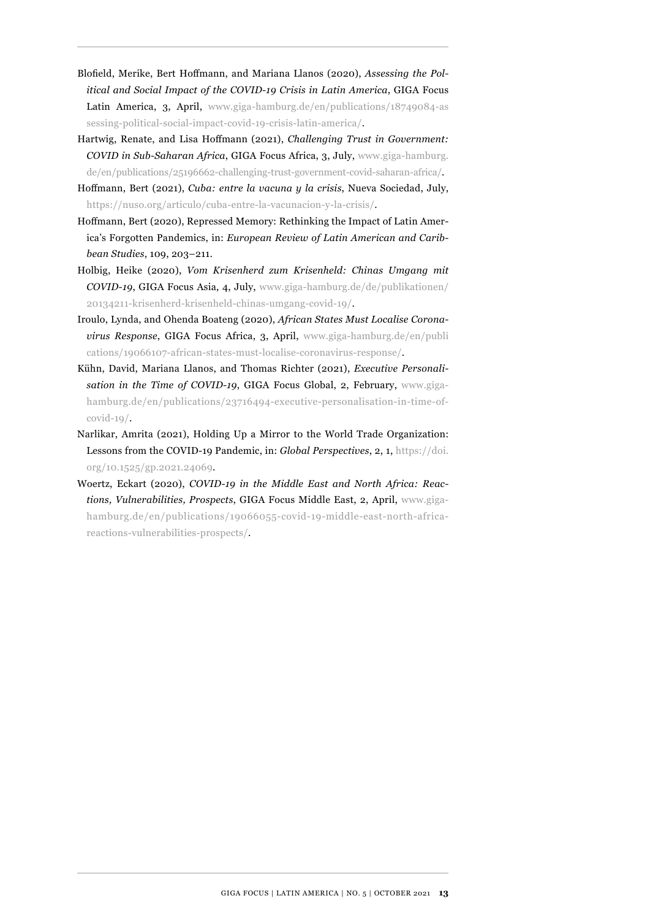Blofield, Merike, Bert Hoffmann, and Mariana Llanos (2020), *Assessing the Political and Social Impact of the COVID-19 Crisis in Latin America*, GIGA Focus Latin America, 3, April, www.giga-hamburg.de/en/publications/18749084-assessing-political-social-impact-covid-19-crisis-latin-america/.

Hartwig, Renate, and Lisa Hoffmann (2021), *Challenging Trust in Government: COVID in Sub-Saharan Africa*, GIGA Focus Africa, 3, July, www.giga-hamburg.de/en/publications/25196662-challenging-trust-government-covid-saharan-africa/.

Hoffmann, Bert (2021), *Cuba: entre la vacuna y la crisis*, Nueva Sociedad, July, https://nuso.org/articulo/cuba-entre-la-vacunacion-y-la-crisis/.

Hoffmann, Bert (2020), Repressed Memory: Rethinking the Impact of Latin America's Forgotten Pandemics, in: *European Review of Latin American and Caribbean Studies*, 109, 203–211.

Holbig, Heike (2020), *Vom Krisenherd zum Krisenheld: Chinas Umgang mit COVID-19*, GIGA Focus Asia, 4, July, www.giga-hamburg.de/de/publikationen/20134211-krisenherd-krisenheld-chinas-umgang-covid-19/.

Iroulo, Lynda, and Ohenda Boateng (2020), *African States Must Localise Coronavirus Response*, GIGA Focus Africa, 3, April, www.giga-hamburg.de/en/publications/19066107-african-states-must-localise-coronavirus-response/.

Kühn, David, Mariana Llanos, and Thomas Richter (2021), *Executive Personalisation in the Time of COVID-19*, GIGA Focus Global, 2, February, www.giga-hamburg.de/en/publications/23716494-executive-personalisation-in-time-of-covid-19/.

Narlikar, Amrita (2021), Holding Up a Mirror to the World Trade Organization: Lessons from the COVID-19 Pandemic, in: *Global Perspectives*, 2, 1, https://doi.org/10.1525/gp.2021.24069.

Woertz, Eckart (2020), *COVID-19 in the Middle East and North Africa: Reactions, Vulnerabilities, Prospects*, GIGA Focus Middle East, 2, April, www.giga-hamburg.de/en/publications/19066055-covid-19-middle-east-north-africa-reactions-vulnerabilities-prospects/.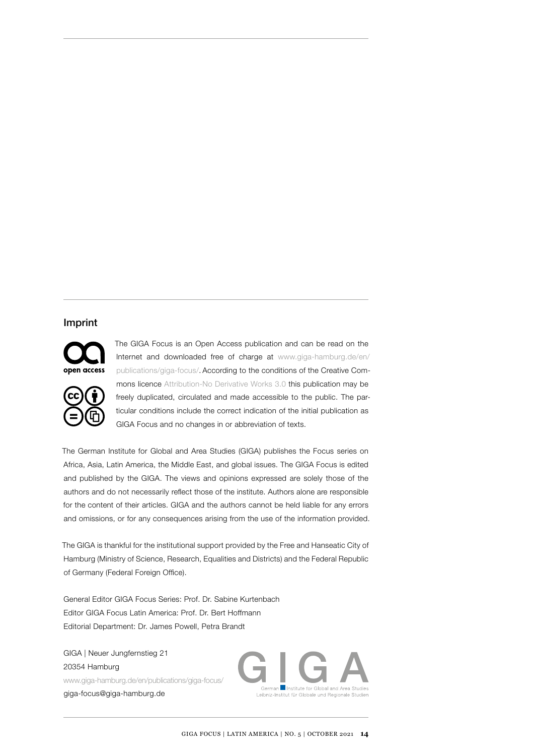## Imprint

The GIGA Focus is an Open Access publication and can be read on the Internet and downloaded free of charge at www.giga-hamburg.de/en/publications/giga-focus/. According to the conditions of the Creative Commons licence Attribution-No Derivative Works 3.0 this publication may be freely duplicated, circulated and made accessible to the public. The particular conditions include the correct indication of the initial publication as GIGA Focus and no changes in or abbreviation of texts.

The German Institute for Global and Area Studies (GIGA) publishes the Focus series on Africa, Asia, Latin America, the Middle East, and global issues. The GIGA Focus is edited and published by the GIGA. The views and opinions expressed are solely those of the authors and do not necessarily reflect those of the institute. Authors alone are responsible for the content of their articles. GIGA and the authors cannot be held liable for any errors and omissions, or for any consequences arising from the use of the information provided.

The GIGA is thankful for the institutional support provided by the Free and Hanseatic City of Hamburg (Ministry of Science, Research, Equalities and Districts) and the Federal Republic of Germany (Federal Foreign Office).

General Editor GIGA Focus Series: Prof. Dr. Sabine Kurtenbach
Editor GIGA Focus Latin America: Prof. Dr. Bert Hoffmann
Editorial Department: Dr. James Powell, Petra Brandt

GIGA | Neuer Jungfernstieg 21
20354 Hamburg
www.giga-hamburg.de/en/publications/giga-focus/
giga-focus@giga-hamburg.de

GIGA
German Institute for Global and Area Studies
Leibniz-Institut für Globale und Regionale Studien